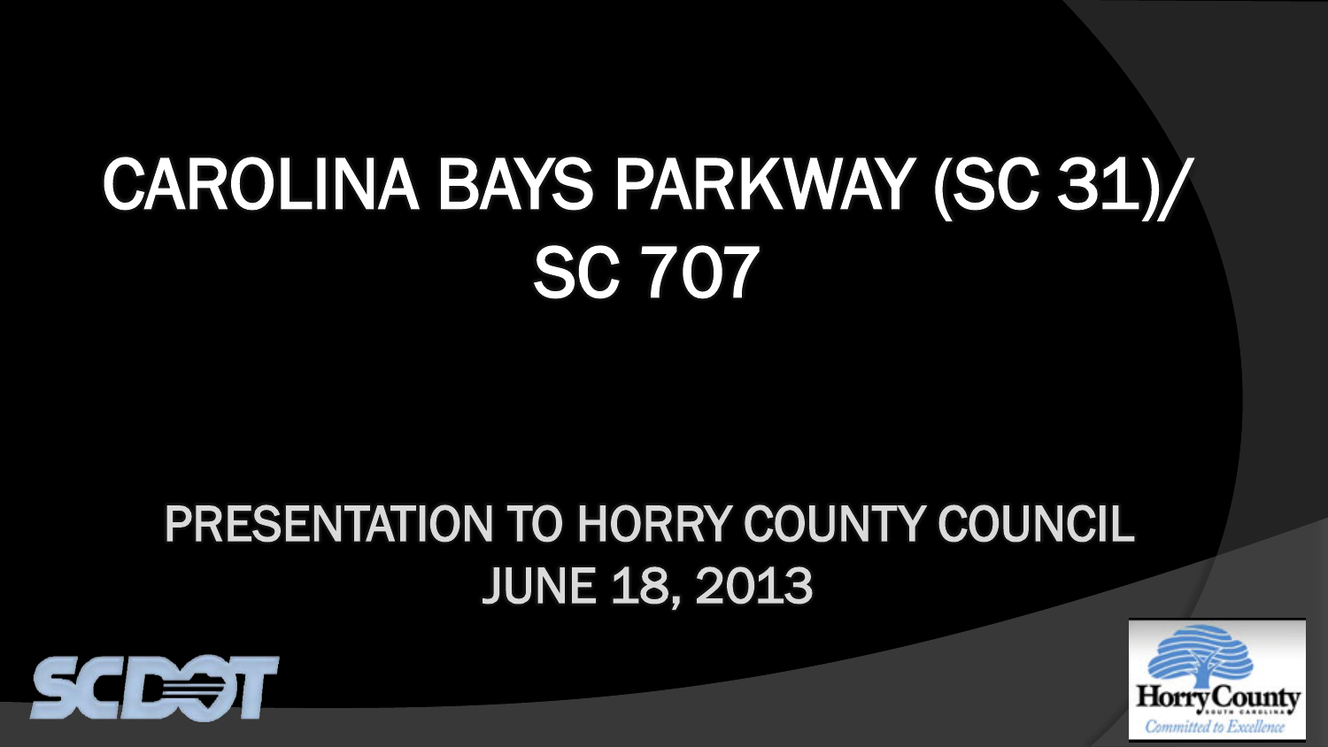# CAROLINA BAYS PARKWAY (SC 31)/ SC 707

## PRESENTATION TO HORRY COUNTY COUNCIL
## JUNE 18, 2013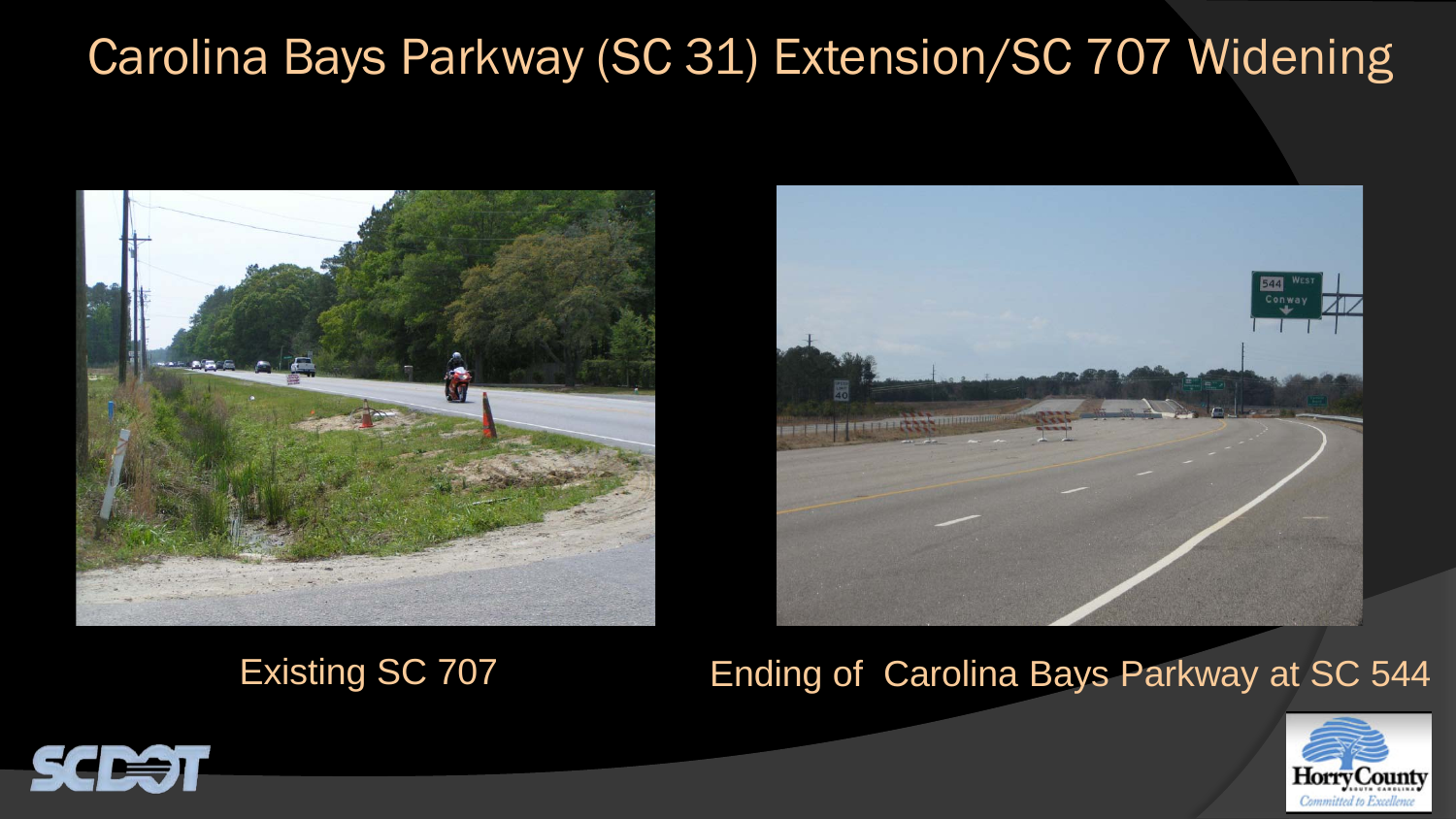# Carolina Bays Parkway (SC 31) Extension/SC 707 Widening

Existing SC 707

Ending of Carolina Bays Parkway at SC 544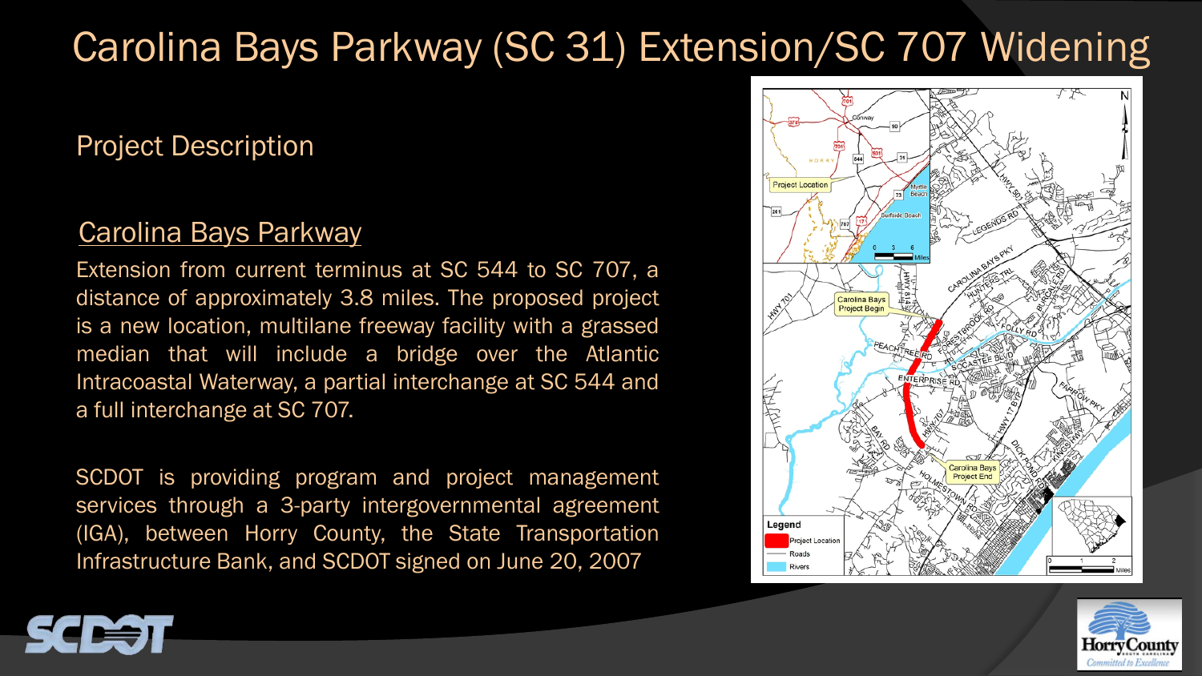# Carolina Bays Parkway (SC 31) Extension/SC 707 Widening

## Project Description

### Carolina Bays Parkway

Extension from current terminus at SC 544 to SC 707, a distance of approximately 3.8 miles. The proposed project is a new location, multilane freeway facility with a grassed median that will include a bridge over the Atlantic Intracoastal Waterway, a partial interchange at SC 544 and a full interchange at SC 707.

SCDOT is providing program and project management services through a 3-party intergovernmental agreement (IGA), between Horry County, the State Transportation Infrastructure Bank, and SCDOT signed on June 20, 2007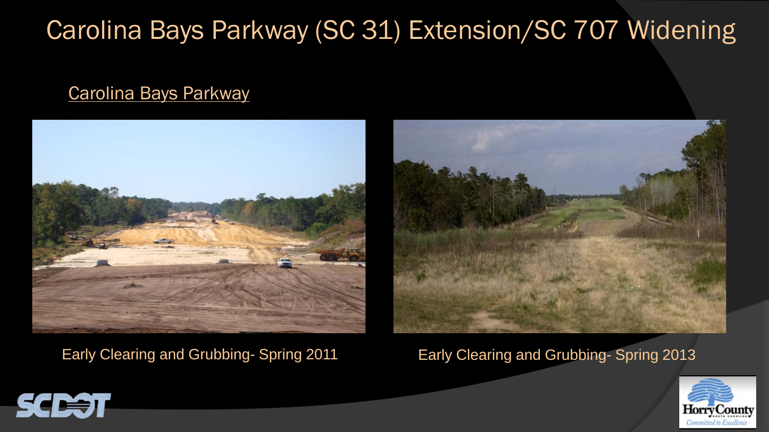# Carolina Bays Parkway (SC 31) Extension/SC 707 Widening

Carolina Bays Parkway

Early Clearing and Grubbing- Spring 2011

Early Clearing and Grubbing- Spring 2013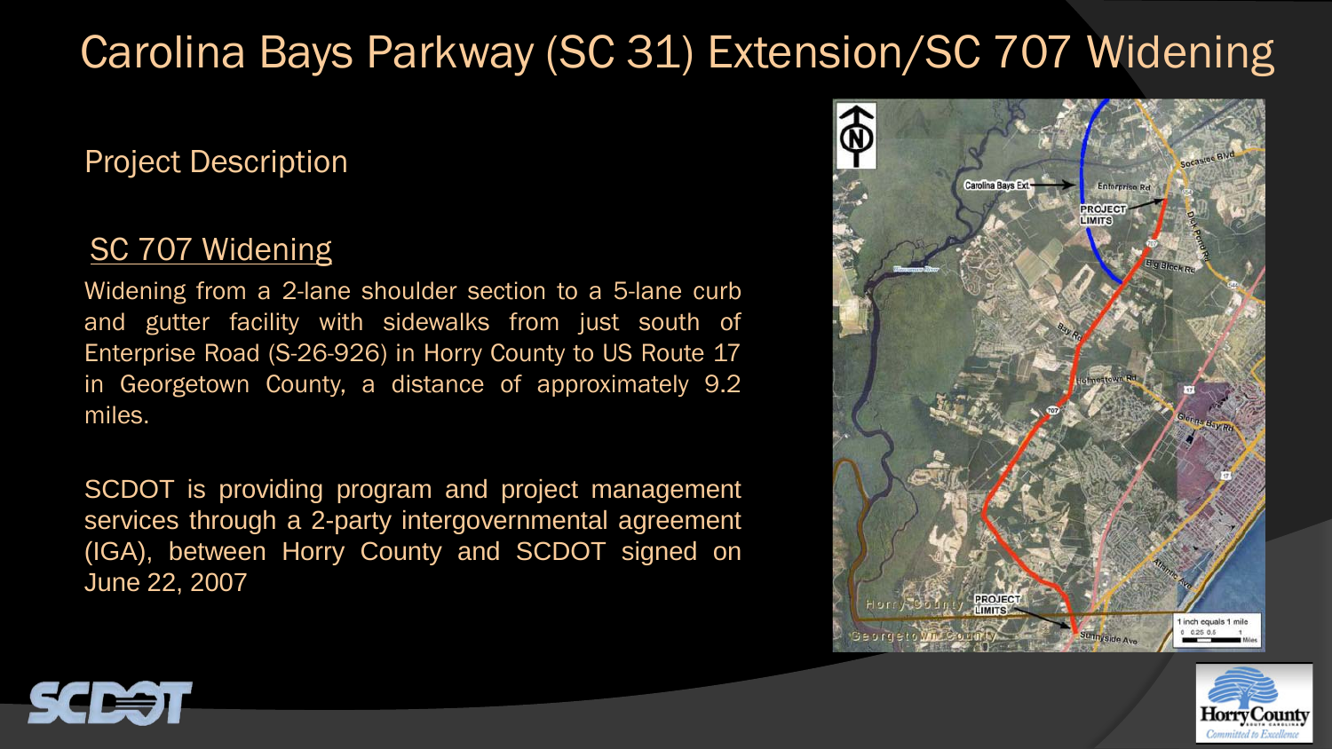# Carolina Bays Parkway (SC 31) Extension/SC 707 Widening

## Project Description

### SC 707 Widening

Widening from a 2-lane shoulder section to a 5-lane curb and gutter facility with sidewalks from just south of Enterprise Road (S-26-926) in Horry County to US Route 17 in Georgetown County, a distance of approximately 9.2 miles.

SCDOT is providing program and project management services through a 2-party intergovernmental agreement (IGA), between Horry County and SCDOT signed on June 22, 2007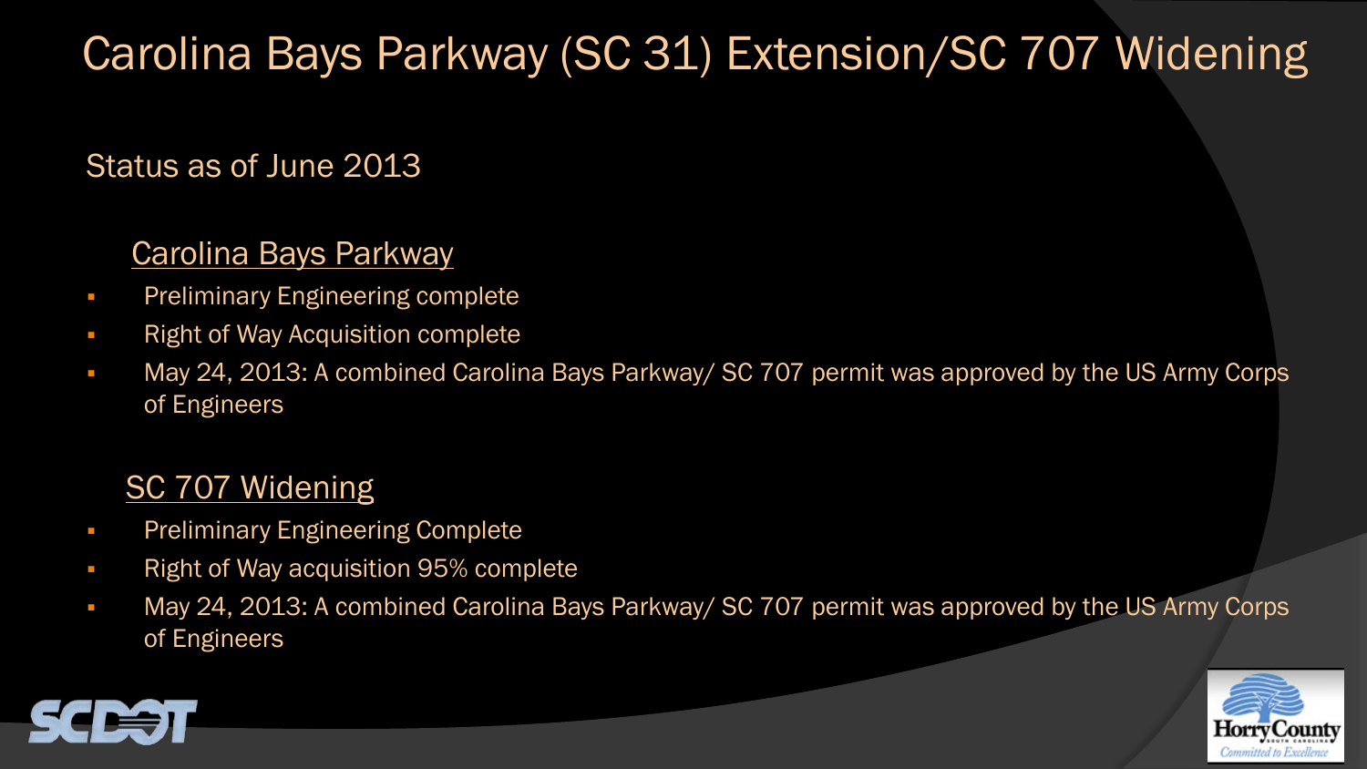# Carolina Bays Parkway (SC 31) Extension/SC 707 Widening

Status as of June 2013

## Carolina Bays Parkway

- Preliminary Engineering complete
- Right of Way Acquisition complete
- May 24, 2013: A combined Carolina Bays Parkway/ SC 707 permit was approved by the US Army Corps of Engineers

## SC 707 Widening

- Preliminary Engineering Complete
- Right of Way acquisition 95% complete
- May 24, 2013: A combined Carolina Bays Parkway/ SC 707 permit was approved by the US Army Corps of Engineers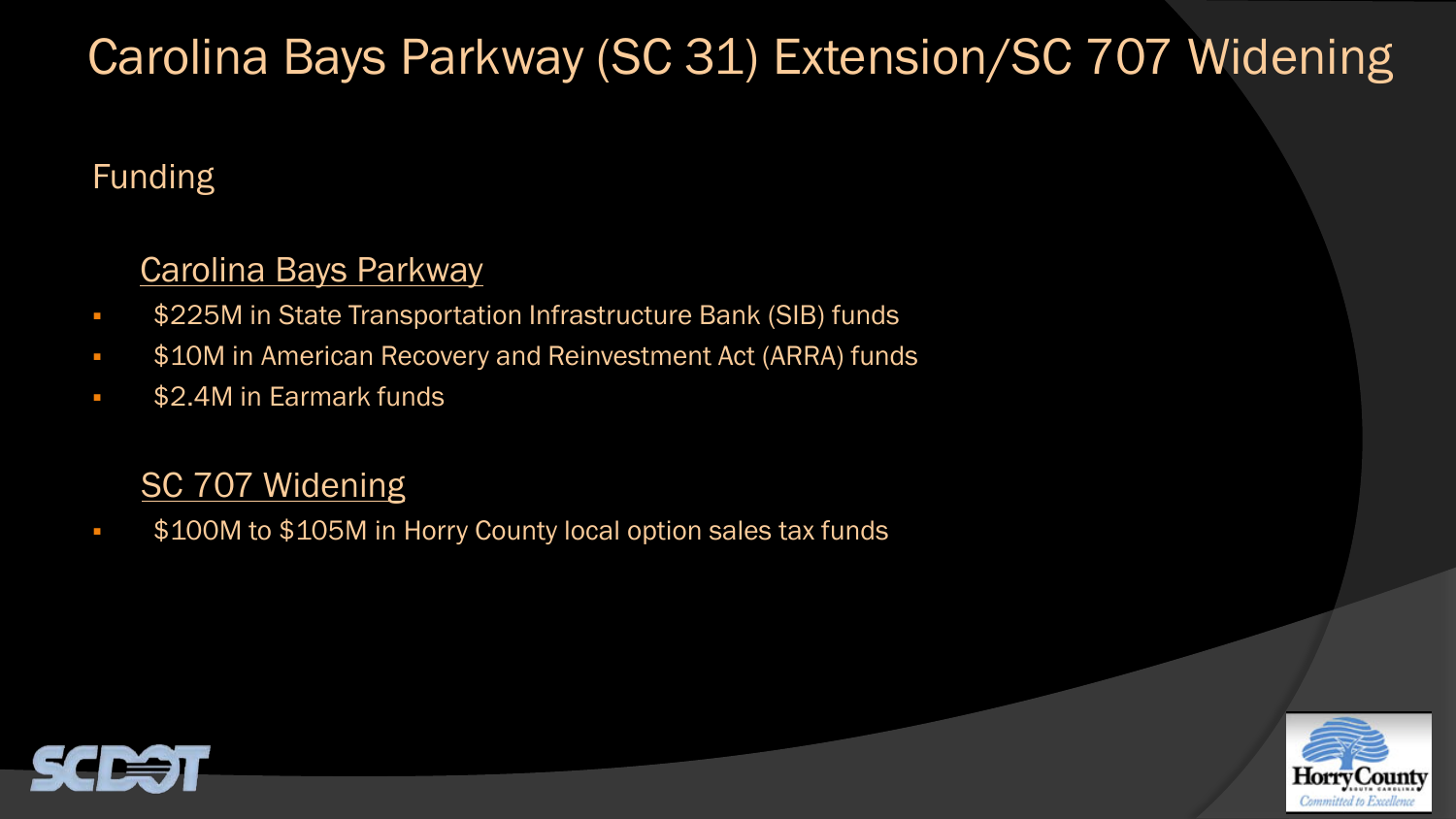# Carolina Bays Parkway (SC 31) Extension/SC 707 Widening

## Funding

### Carolina Bays Parkway

- $225M in State Transportation Infrastructure Bank (SIB) funds
- $10M in American Recovery and Reinvestment Act (ARRA) funds
- $2.4M in Earmark funds

### SC 707 Widening

- $100M to $105M in Horry County local option sales tax funds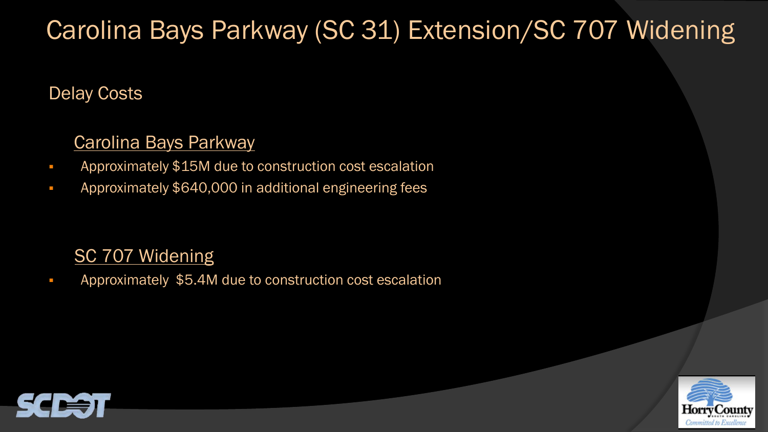# Carolina Bays Parkway (SC 31) Extension/SC 707 Widening

## Delay Costs

### Carolina Bays Parkway

- Approximately $15M due to construction cost escalation
- Approximately $640,000 in additional engineering fees

### SC 707 Widening

- Approximately $5.4M due to construction cost escalation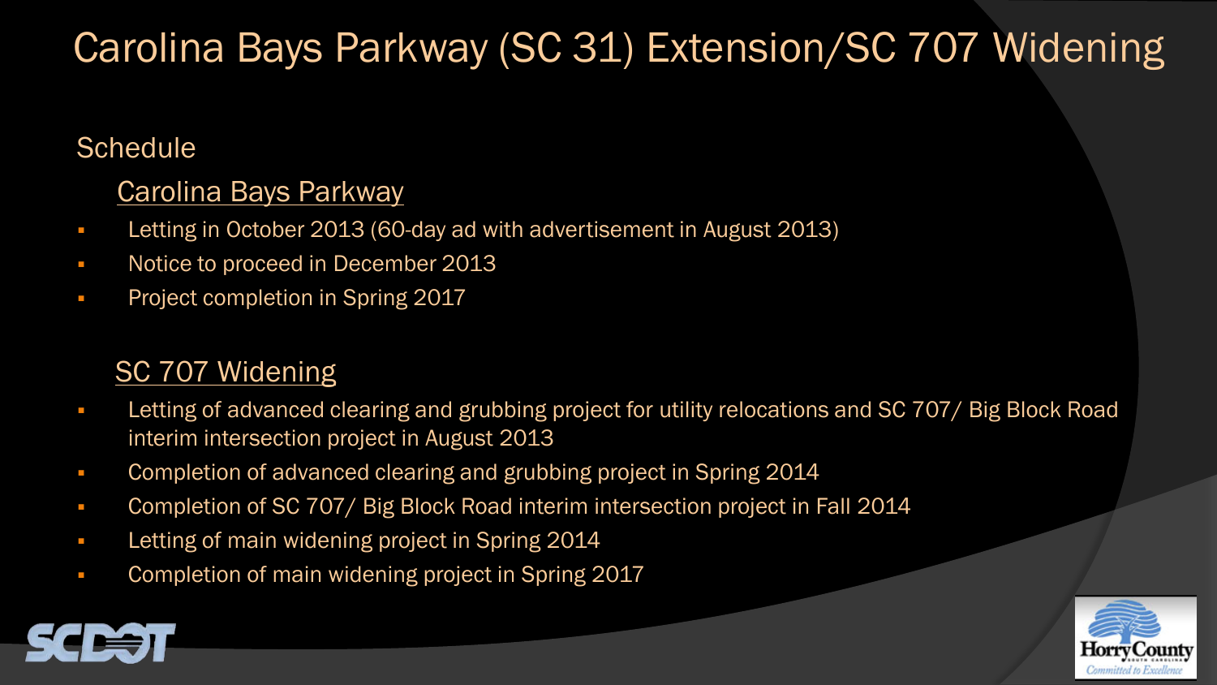# Carolina Bays Parkway (SC 31) Extension/SC 707 Widening

## Schedule

### Carolina Bays Parkway

- Letting in October 2013 (60-day ad with advertisement in August 2013)
- Notice to proceed in December 2013
- Project completion in Spring 2017

### SC 707 Widening

- Letting of advanced clearing and grubbing project for utility relocations and SC 707/ Big Block Road interim intersection project in August 2013
- Completion of advanced clearing and grubbing project in Spring 2014
- Completion of SC 707/ Big Block Road interim intersection project in Fall 2014
- Letting of main widening project in Spring 2014
- Completion of main widening project in Spring 2017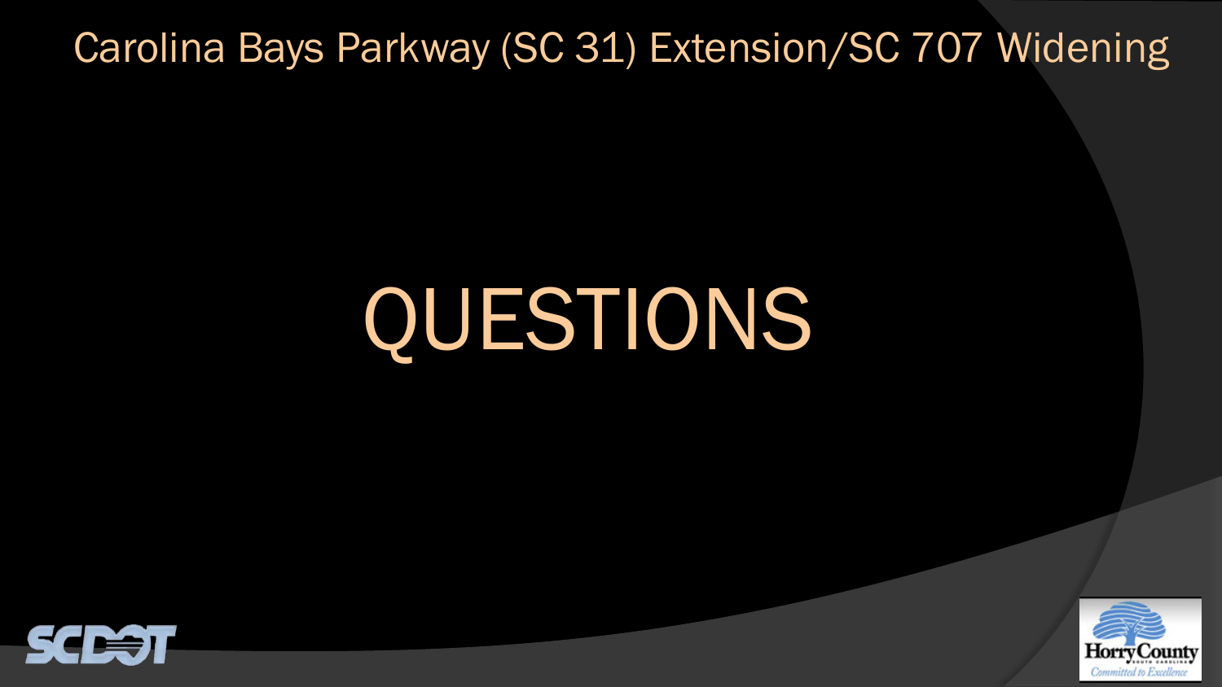# Carolina Bays Parkway (SC 31) Extension/SC 707 Widening

# QUESTIONS